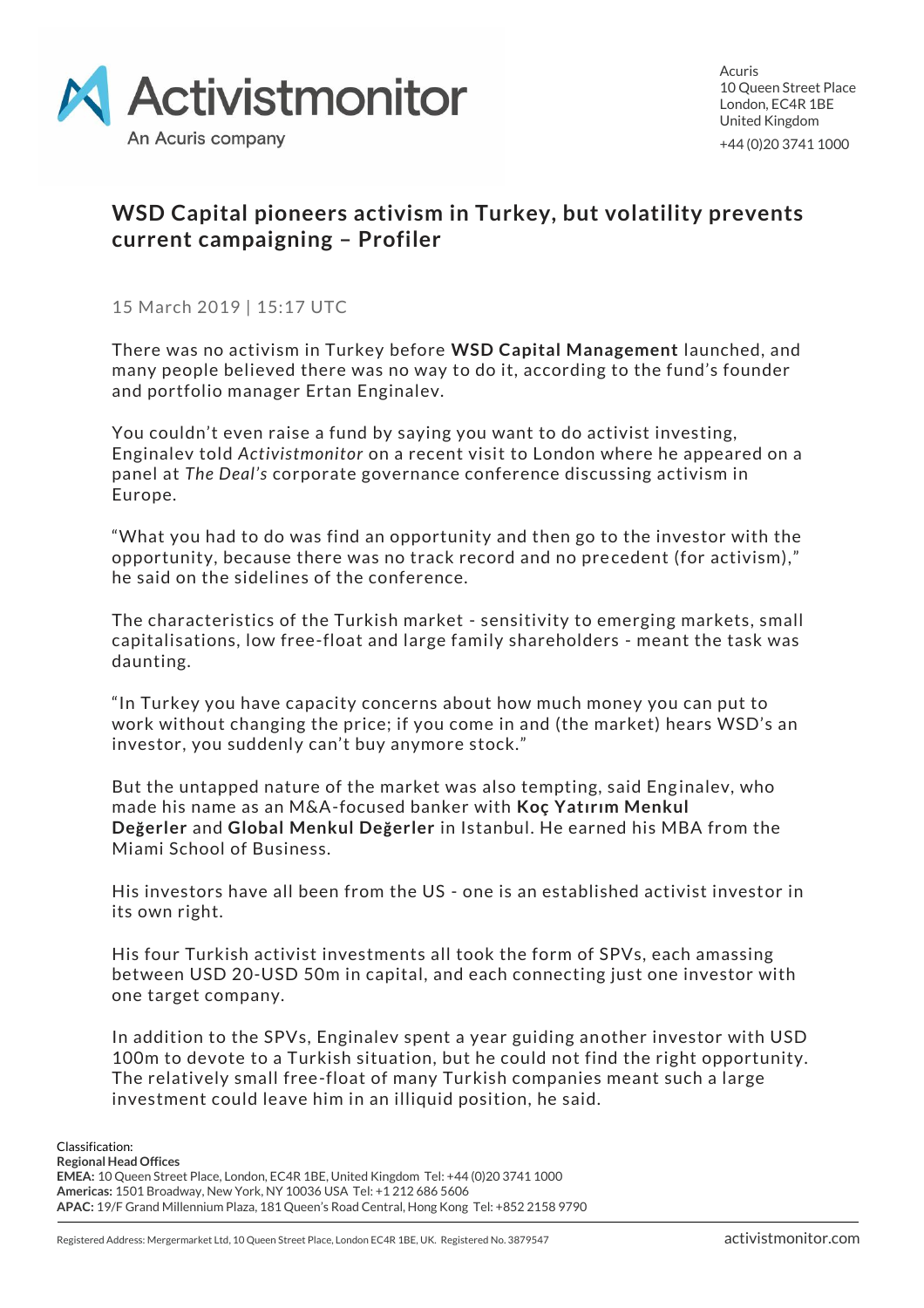# WSD Capital pioneers activism in Turkey, but volatility prevents current campaigning – Profiler

15 March 2019 | 15:17 UTC

There was no activism in Turkey before **WSD Capital Management** launched, and many people believed there was no way to do it, according to the fund's founder and portfolio manager Ertan Enginalev.

You couldn't even raise a fund by saying you want to do activist investing, Enginalev told *Activistmonitor* on a recent visit to London where he appeared on a panel at *The Deal's* corporate governance conference discussing activism in Europe.

"What you had to do was find an opportunity and then go to the investor with the opportunity, because there was no track record and no precedent (for activism)," he said on the sidelines of the conference.

The characteristics of the Turkish market - sensitivity to emerging markets, small capitalisations, low free-float and large family shareholders - meant the task was daunting.

"In Turkey you have capacity concerns about how much money you can put to work without changing the price; if you come in and (the market) hears WSD's an investor, you suddenly can't buy anymore stock."

But the untapped nature of the market was also tempting, said Enginalev, who made his name as an M&A-focused banker with **Koç Yatırım Menkul Değerler** and **Global Menkul Değerler** in Istanbul. He earned his MBA from the Miami School of Business.

His investors have all been from the US - one is an established activist investor in its own right.

His four Turkish activist investments all took the form of SPVs, each amassing between USD 20-USD 50m in capital, and each connecting just one investor with one target company.

In addition to the SPVs, Enginalev spent a year guiding another investor with USD 100m to devote to a Turkish situation, but he could not find the right opportunity. The relatively small free-float of many Turkish companies meant such a large investment could leave him in an illiquid position, he said.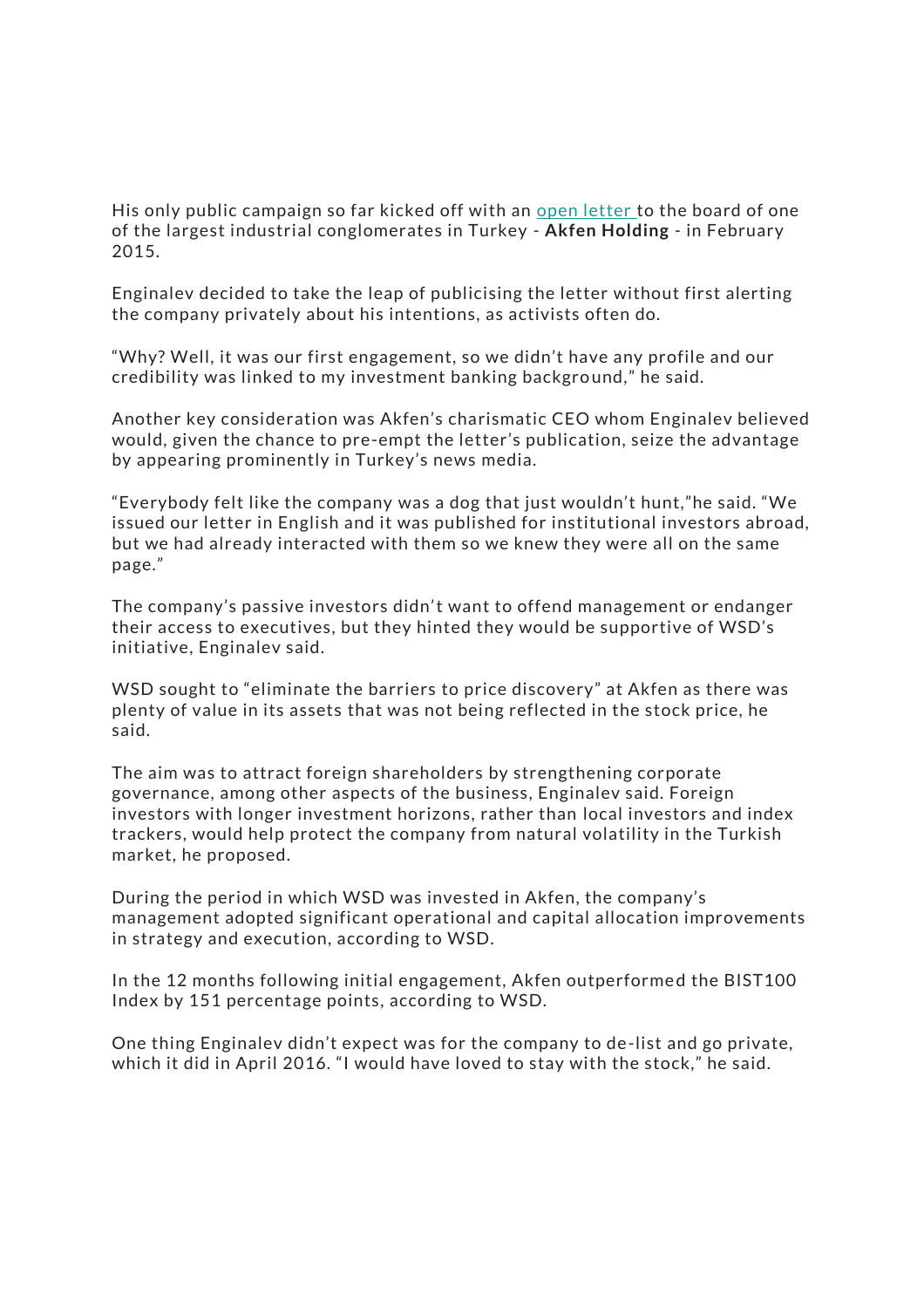His only public campaign so far kicked off with an [open letter](#) to the board of one of the largest industrial conglomerates in Turkey - **Akfen Holding** - in February 2015.

Enginalev decided to take the leap of publicising the letter without first alerting the company privately about his intentions, as activists often do.

"Why? Well, it was our first engagement, so we didn't have any profile and our credibility was linked to my investment banking background," he said.

Another key consideration was Akfen's charismatic CEO whom Enginalev believed would, given the chance to pre-empt the letter's publication, seize the advantage by appearing prominently in Turkey's news media.

"Everybody felt like the company was a dog that just wouldn't hunt,"he said. "We issued our letter in English and it was published for institutional investors abroad, but we had already interacted with them so we knew they were all on the same page."

The company's passive investors didn't want to offend management or endanger their access to executives, but they hinted they would be supportive of WSD's initiative, Enginalev said.

WSD sought to "eliminate the barriers to price discovery" at Akfen as there was plenty of value in its assets that was not being reflected in the stock price, he said.

The aim was to attract foreign shareholders by strengthening corporate governance, among other aspects of the business, Enginalev said. Foreign investors with longer investment horizons, rather than local investors and index trackers, would help protect the company from natural volatility in the Turkish market, he proposed.

During the period in which WSD was invested in Akfen, the company's management adopted significant operational and capital allocation improvements in strategy and execution, according to WSD.

In the 12 months following initial engagement, Akfen outperformed the BIST100 Index by 151 percentage points, according to WSD.

One thing Enginalev didn't expect was for the company to de-list and go private, which it did in April 2016. "I would have loved to stay with the stock," he said.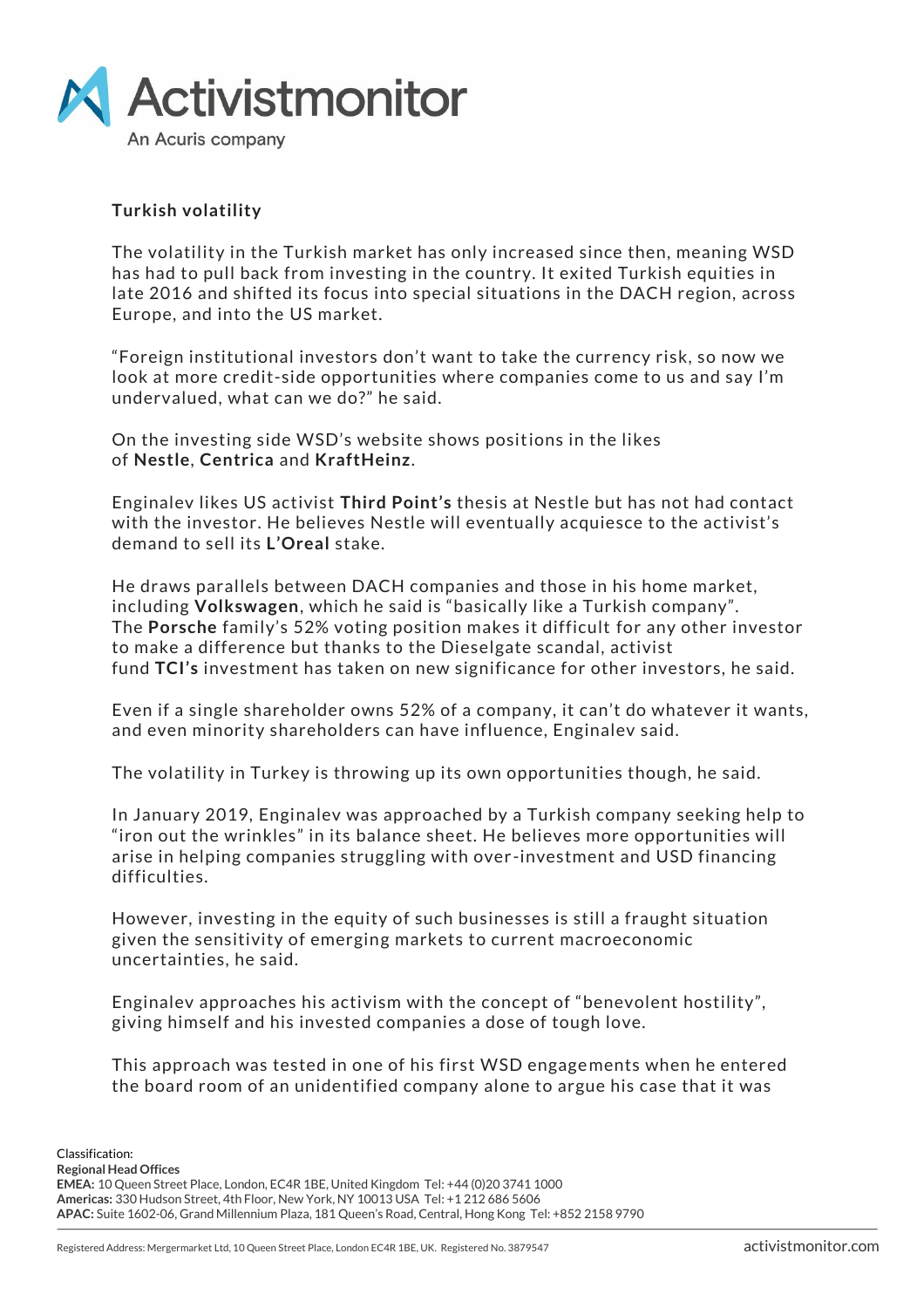### Turkish volatility

The volatility in the Turkish market has only increased since then, meaning WSD has had to pull back from investing in the country. It exited Turkish equities in late 2016 and shifted its focus into special situations in the DACH region, across Europe, and into the US market.

"Foreign institutional investors don't want to take the currency risk, so now we look at more credit-side opportunities where companies come to us and say I'm undervalued, what can we do?" he said.

On the investing side WSD's website shows positions in the likes of **Nestle**, **Centrica** and **KraftHeinz**.

Enginalev likes US activist **Third Point's** thesis at Nestle but has not had contact with the investor. He believes Nestle will eventually acquiesce to the activist's demand to sell its **L'Oreal** stake.

He draws parallels between DACH companies and those in his home market, including **Volkswagen**, which he said is "basically like a Turkish company". The **Porsche** family's 52% voting position makes it difficult for any other investor to make a difference but thanks to the Dieselgate scandal, activist fund **TCI's** investment has taken on new significance for other investors, he said.

Even if a single shareholder owns 52% of a company, it can't do whatever it wants, and even minority shareholders can have influence, Enginalev said.

The volatility in Turkey is throwing up its own opportunities though, he said.

In January 2019, Enginalev was approached by a Turkish company seeking help to "iron out the wrinkles" in its balance sheet. He believes more opportunities will arise in helping companies struggling with over-investment and USD financing difficulties.

However, investing in the equity of such businesses is still a fraught situation given the sensitivity of emerging markets to current macroeconomic uncertainties, he said.

Enginalev approaches his activism with the concept of "benevolent hostility", giving himself and his invested companies a dose of tough love.

This approach was tested in one of his first WSD engagements when he entered the board room of an unidentified company alone to argue his case that it was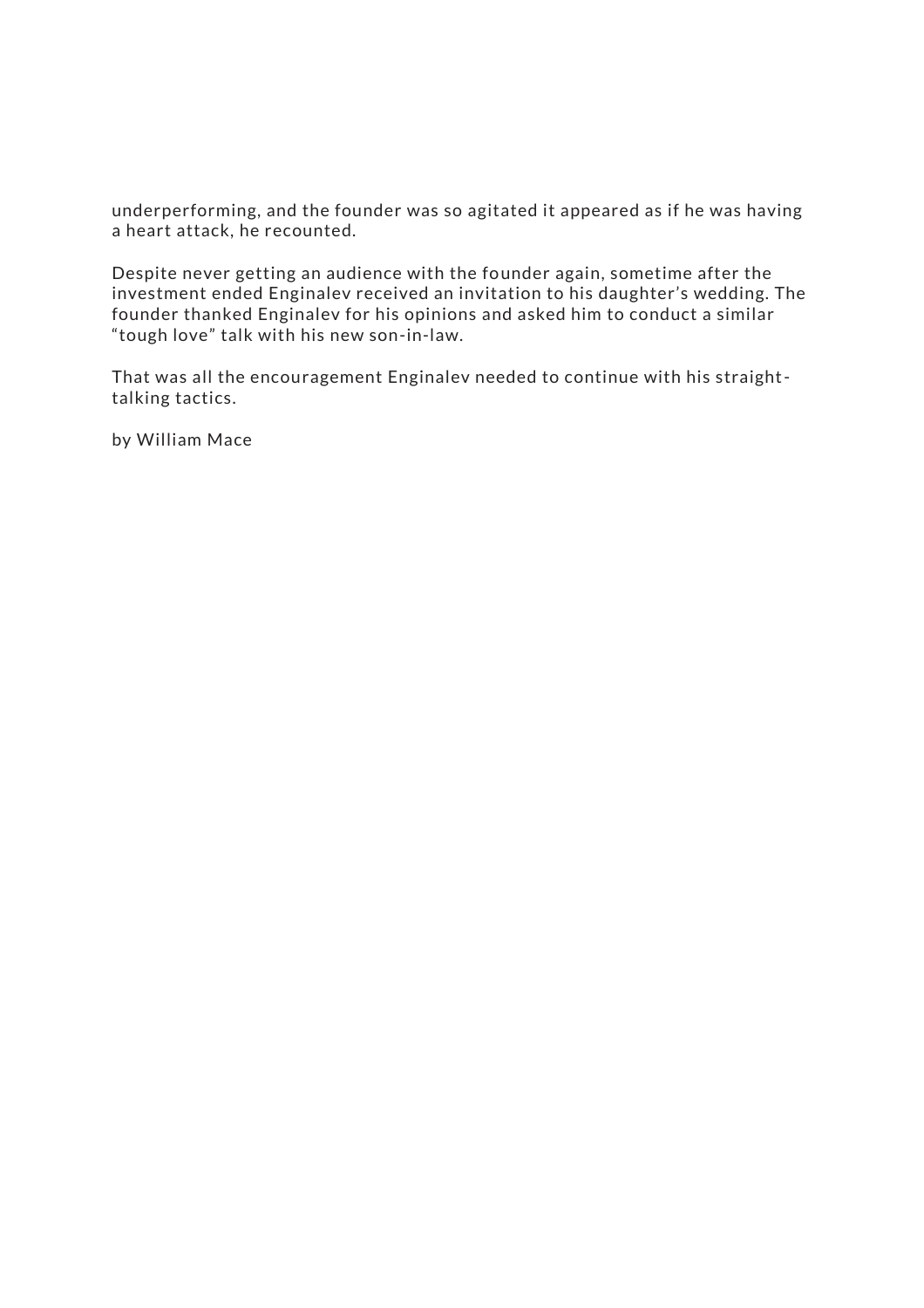underperforming, and the founder was so agitated it appeared as if he was having a heart attack, he recounted.

Despite never getting an audience with the founder again, sometime after the investment ended Enginalev received an invitation to his daughter's wedding. The founder thanked Enginalev for his opinions and asked him to conduct a similar "tough love" talk with his new son-in-law.

That was all the encouragement Enginalev needed to continue with his straight-talking tactics.

by William Mace